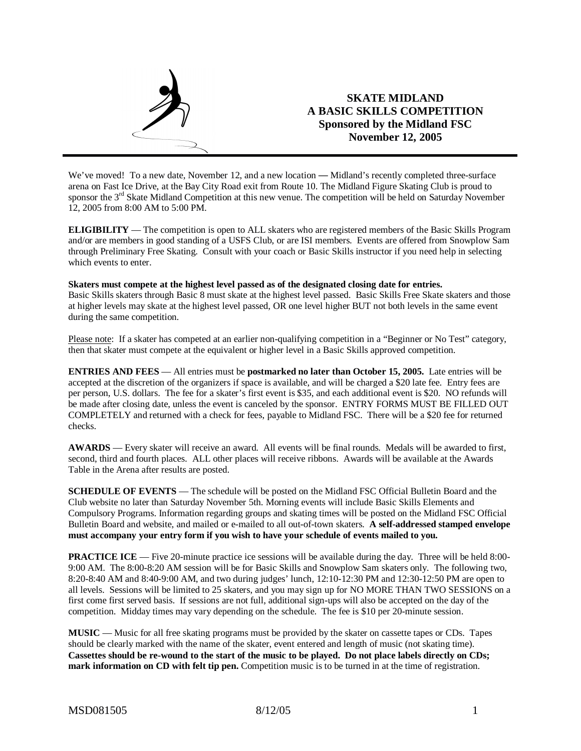# SKATE MIDLAND
## A BASIC SKILLS COMPETITION
### Sponsored by the Midland FSC
### November 12, 2005

We've moved! To a new date, November 12, and a new location — Midland's recently completed three-surface arena on Fast Ice Drive, at the Bay City Road exit from Route 10. The Midland Figure Skating Club is proud to sponsor the 3rd Skate Midland Competition at this new venue. The competition will be held on Saturday November 12, 2005 from 8:00 AM to 5:00 PM.

**ELIGIBILITY** — The competition is open to ALL skaters who are registered members of the Basic Skills Program and/or are members in good standing of a USFS Club, or are ISI members. Events are offered from Snowplow Sam through Preliminary Free Skating. Consult with your coach or Basic Skills instructor if you need help in selecting which events to enter.

**Skaters must compete at the highest level passed as of the designated closing date for entries.**
Basic Skills skaters through Basic 8 must skate at the highest level passed. Basic Skills Free Skate skaters and those at higher levels may skate at the highest level passed, OR one level higher BUT not both levels in the same event during the same competition.

Please note: If a skater has competed at an earlier non-qualifying competition in a "Beginner or No Test" category, then that skater must compete at the equivalent or higher level in a Basic Skills approved competition.

**ENTRIES AND FEES** — All entries must be **postmarked no later than October 15, 2005.** Late entries will be accepted at the discretion of the organizers if space is available, and will be charged a $20 late fee. Entry fees are per person, U.S. dollars. The fee for a skater's first event is $35, and each additional event is $20. NO refunds will be made after closing date, unless the event is canceled by the sponsor. ENTRY FORMS MUST BE FILLED OUT COMPLETELY and returned with a check for fees, payable to Midland FSC. There will be a $20 fee for returned checks.

**AWARDS** — Every skater will receive an award. All events will be final rounds. Medals will be awarded to first, second, third and fourth places. ALL other places will receive ribbons. Awards will be available at the Awards Table in the Arena after results are posted.

**SCHEDULE OF EVENTS** — The schedule will be posted on the Midland FSC Official Bulletin Board and the Club website no later than Saturday November 5th. Morning events will include Basic Skills Elements and Compulsory Programs. Information regarding groups and skating times will be posted on the Midland FSC Official Bulletin Board and website, and mailed or e-mailed to all out-of-town skaters. **A self-addressed stamped envelope must accompany your entry form if you wish to have your schedule of events mailed to you.**

**PRACTICE ICE** — Five 20-minute practice ice sessions will be available during the day. Three will be held 8:00-9:00 AM. The 8:00-8:20 AM session will be for Basic Skills and Snowplow Sam skaters only. The following two, 8:20-8:40 AM and 8:40-9:00 AM, and two during judges' lunch, 12:10-12:30 PM and 12:30-12:50 PM are open to all levels. Sessions will be limited to 25 skaters, and you may sign up for NO MORE THAN TWO SESSIONS on a first come first served basis. If sessions are not full, additional sign-ups will also be accepted on the day of the competition. Midday times may vary depending on the schedule. The fee is $10 per 20-minute session.

**MUSIC** — Music for all free skating programs must be provided by the skater on cassette tapes or CDs. Tapes should be clearly marked with the name of the skater, event entered and length of music (not skating time). **Cassettes should be re-wound to the start of the music to be played. Do not place labels directly on CDs; mark information on CD with felt tip pen.** Competition music is to be turned in at the time of registration.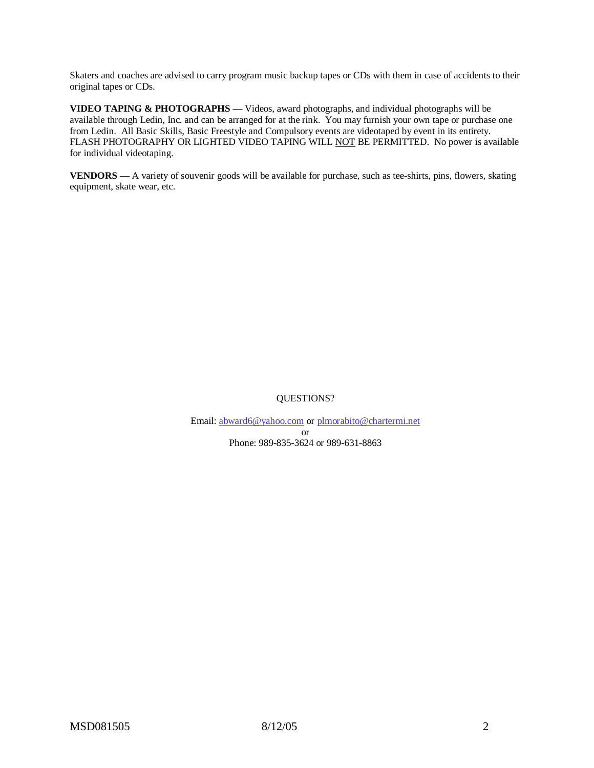Skaters and coaches are advised to carry program music backup tapes or CDs with them in case of accidents to their original tapes or CDs.

**VIDEO TAPING & PHOTOGRAPHS** — Videos, award photographs, and individual photographs will be available through Ledin, Inc. and can be arranged for at the rink. You may furnish your own tape or purchase one from Ledin. All Basic Skills, Basic Freestyle and Compulsory events are videotaped by event in its entirety. FLASH PHOTOGRAPHY OR LIGHTED VIDEO TAPING WILL NOT BE PERMITTED. No power is available for individual videotaping.

**VENDORS** — A variety of souvenir goods will be available for purchase, such as tee-shirts, pins, flowers, skating equipment, skate wear, etc.

QUESTIONS?

Email: abward6@yahoo.com or plmorabito@chartermi.net
or
Phone: 989-835-3624 or 989-631-8863

MSD081505 8/12/05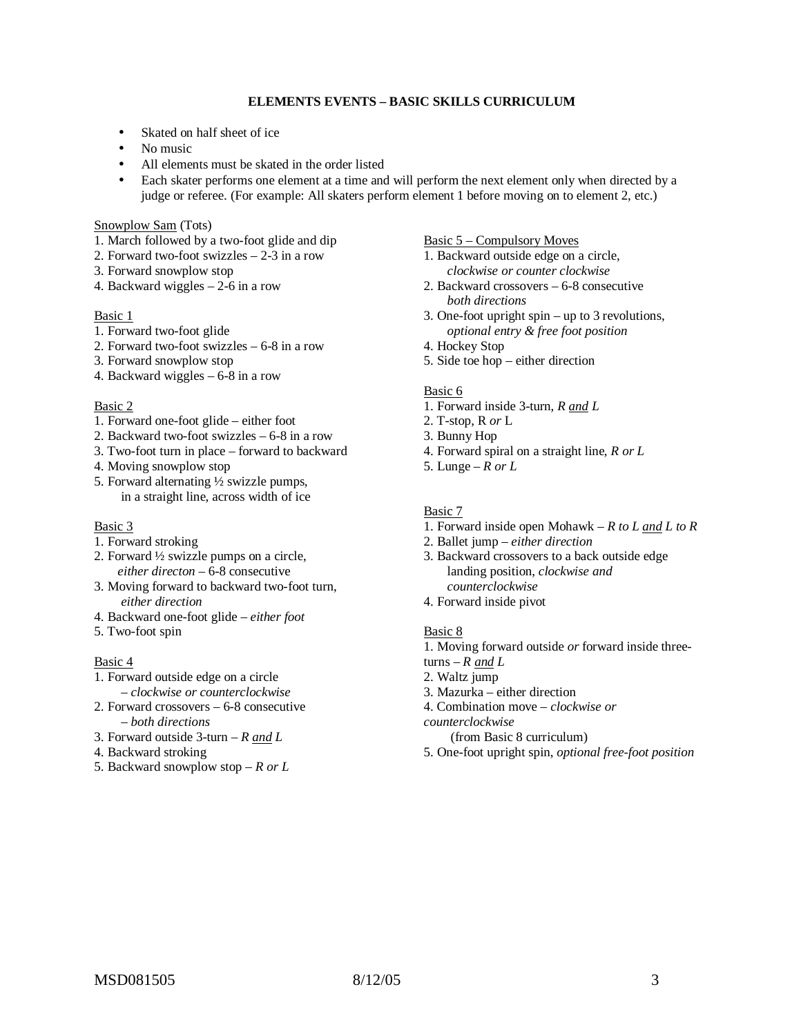## ELEMENTS EVENTS – BASIC SKILLS CURRICULUM

- Skated on half sheet of ice
- No music
- All elements must be skated in the order listed
- Each skater performs one element at a time and will perform the next element only when directed by a judge or referee. (For example: All skaters perform element 1 before moving on to element 2, etc.)

Snowplow Sam (Tots)

1. March followed by a two-foot glide and dip
2. Forward two-foot swizzles – 2-3 in a row
3. Forward snowplow stop
4. Backward wiggles – 2-6 in a row

Basic 1

1. Forward two-foot glide
2. Forward two-foot swizzles – 6-8 in a row
3. Forward snowplow stop
4. Backward wiggles – 6-8 in a row

Basic 2

1. Forward one-foot glide – either foot
2. Backward two-foot swizzles – 6-8 in a row
3. Two-foot turn in place – forward to backward
4. Moving snowplow stop
5. Forward alternating ½ swizzle pumps, in a straight line, across width of ice

Basic 3

1. Forward stroking
2. Forward ½ swizzle pumps on a circle, *either directon* – 6-8 consecutive
3. Moving forward to backward two-foot turn, *either direction*
4. Backward one-foot glide – *either foot*
5. Two-foot spin

Basic 4

1. Forward outside edge on a circle – *clockwise or counterclockwise*
2. Forward crossovers – 6-8 consecutive – *both directions*
3. Forward outside 3-turn – *R and L*
4. Backward stroking
5. Backward snowplow stop – *R or L*

Basic 5 – Compulsory Moves

1. Backward outside edge on a circle, *clockwise or counter clockwise*
2. Backward crossovers – 6-8 consecutive *both directions*
3. One-foot upright spin – up to 3 revolutions, *optional entry & free foot position*
4. Hockey Stop
5. Side toe hop – either direction

Basic 6

1. Forward inside 3-turn, *R and L*
2. T-stop, R *or* L
3. Bunny Hop
4. Forward spiral on a straight line, *R or L*
5. Lunge – *R or L*

Basic 7

1. Forward inside open Mohawk – *R to L and L to R*
2. Ballet jump – *either direction*
3. Backward crossovers to a back outside edge landing position, *clockwise and counterclockwise*
4. Forward inside pivot

Basic 8

1. Moving forward outside *or* forward inside three-turns – *R and L*
2. Waltz jump
3. Mazurka – either direction
4. Combination move – *clockwise or counterclockwise* (from Basic 8 curriculum)
5. One-foot upright spin, *optional free-foot position*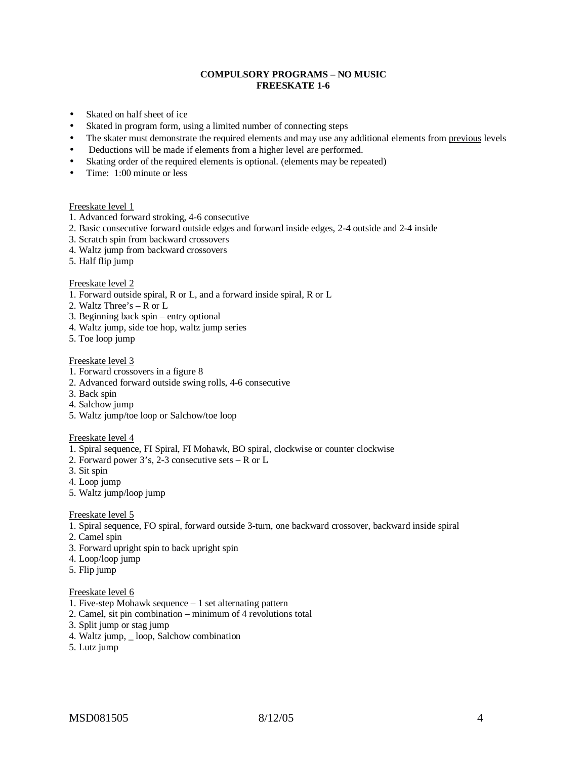# COMPULSORY PROGRAMS – NO MUSIC
## FREESKATE 1-6

- Skated on half sheet of ice
- Skated in program form, using a limited number of connecting steps
- The skater must demonstrate the required elements and may use any additional elements from <u>previous</u> levels
- Deductions will be made if elements from a higher level are performed.
- Skating order of the required elements is optional. (elements may be repeated)
- Time: 1:00 minute or less

<u>Freeskate level 1</u>
1. Advanced forward stroking, 4-6 consecutive
2. Basic consecutive forward outside edges and forward inside edges, 2-4 outside and 2-4 inside
3. Scratch spin from backward crossovers
4. Waltz jump from backward crossovers
5. Half flip jump

<u>Freeskate level 2</u>
1. Forward outside spiral, R or L, and a forward inside spiral, R or L
2. Waltz Three's – R or L
3. Beginning back spin – entry optional
4. Waltz jump, side toe hop, waltz jump series
5. Toe loop jump

<u>Freeskate level 3</u>
1. Forward crossovers in a figure 8
2. Advanced forward outside swing rolls, 4-6 consecutive
3. Back spin
4. Salchow jump
5. Waltz jump/toe loop or Salchow/toe loop

<u>Freeskate level 4</u>
1. Spiral sequence, FI Spiral, FI Mohawk, BO spiral, clockwise or counter clockwise
2. Forward power 3's, 2-3 consecutive sets – R or L
3. Sit spin
4. Loop jump
5. Waltz jump/loop jump

<u>Freeskate level 5</u>
1. Spiral sequence, FO spiral, forward outside 3-turn, one backward crossover, backward inside spiral
2. Camel spin
3. Forward upright spin to back upright spin
4. Loop/loop jump
5. Flip jump

<u>Freeskate level 6</u>
1. Five-step Mohawk sequence – 1 set alternating pattern
2. Camel, sit pin combination – minimum of 4 revolutions total
3. Split jump or stag jump
4. Waltz jump, _ loop, Salchow combination
5. Lutz jump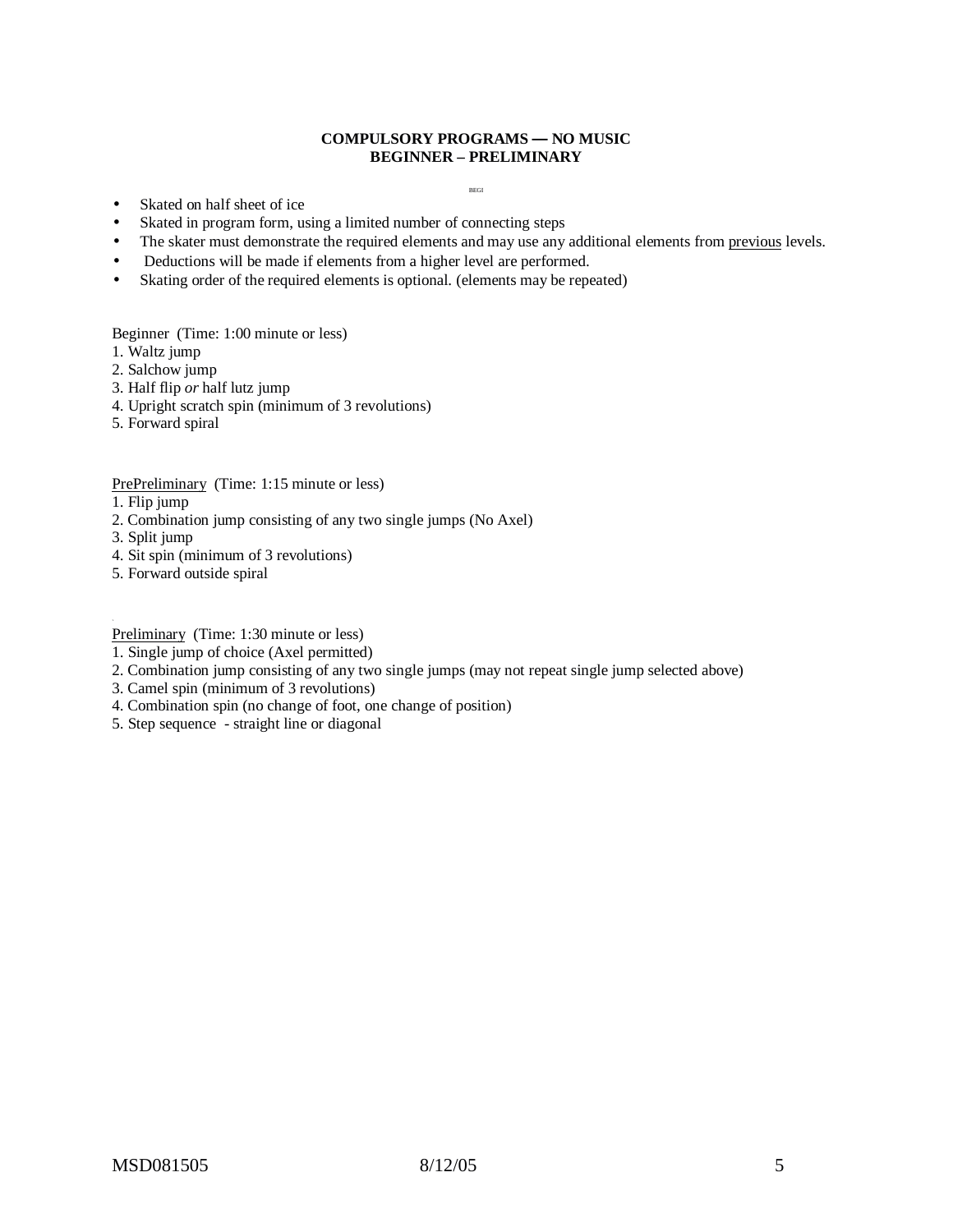## COMPULSORY PROGRAMS — NO MUSIC
## BEGINNER – PRELIMINARY

BEGI

- Skated on half sheet of ice
- Skated in program form, using a limited number of connecting steps
- The skater must demonstrate the required elements and may use any additional elements from <u>previous</u> levels.
- Deductions will be made if elements from a higher level are performed.
- Skating order of the required elements is optional. (elements may be repeated)

Beginner (Time: 1:00 minute or less)
1. Waltz jump
2. Salchow jump
3. Half flip *or* half lutz jump
4. Upright scratch spin (minimum of 3 revolutions)
5. Forward spiral

<u>PrePreliminary</u> (Time: 1:15 minute or less)
1. Flip jump
2. Combination jump consisting of any two single jumps (No Axel)
3. Split jump
4. Sit spin (minimum of 3 revolutions)
5. Forward outside spiral

<u>Preliminary</u> (Time: 1:30 minute or less)
1. Single jump of choice (Axel permitted)
2. Combination jump consisting of any two single jumps (may not repeat single jump selected above)
3. Camel spin (minimum of 3 revolutions)
4. Combination spin (no change of foot, one change of position)
5. Step sequence - straight line or diagonal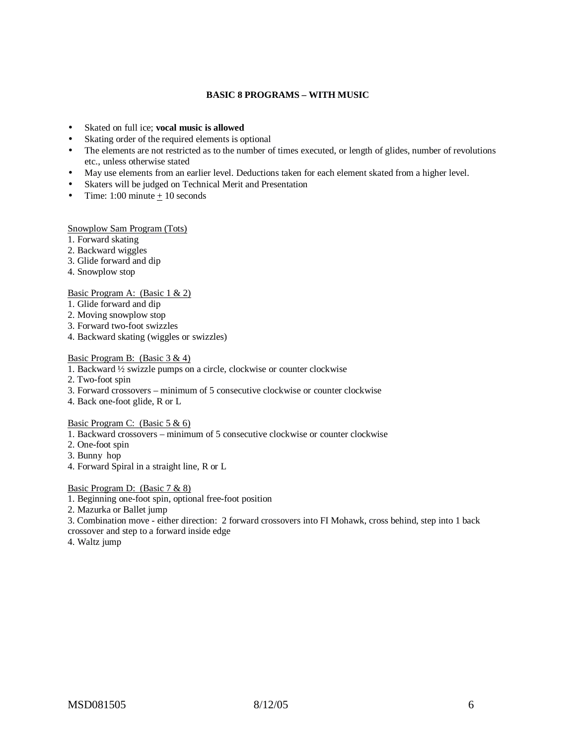# BASIC 8 PROGRAMS – WITH MUSIC

- Skated on full ice; **vocal music is allowed**
- Skating order of the required elements is optional
- The elements are not restricted as to the number of times executed, or length of glides, number of revolutions etc., unless otherwise stated
- May use elements from an earlier level. Deductions taken for each element skated from a higher level.
- Skaters will be judged on Technical Merit and Presentation
- Time: 1:00 minute ± 10 seconds

<u>Snowplow Sam Program (Tots)</u>

1. Forward skating
2. Backward wiggles
3. Glide forward and dip
4. Snowplow stop

<u>Basic Program A: (Basic 1 & 2)</u>

1. Glide forward and dip
2. Moving snowplow stop
3. Forward two-foot swizzles
4. Backward skating (wiggles or swizzles)

<u>Basic Program B: (Basic 3 & 4)</u>

1. Backward ½ swizzle pumps on a circle, clockwise or counter clockwise
2. Two-foot spin
3. Forward crossovers – minimum of 5 consecutive clockwise or counter clockwise
4. Back one-foot glide, R or L

<u>Basic Program C: (Basic 5 & 6)</u>

1. Backward crossovers – minimum of 5 consecutive clockwise or counter clockwise
2. One-foot spin
3. Bunny hop
4. Forward Spiral in a straight line, R or L

<u>Basic Program D: (Basic 7 & 8)</u>

1. Beginning one-foot spin, optional free-foot position
2. Mazurka or Ballet jump
3. Combination move - either direction: 2 forward crossovers into FI Mohawk, cross behind, step into 1 back crossover and step to a forward inside edge
4. Waltz jump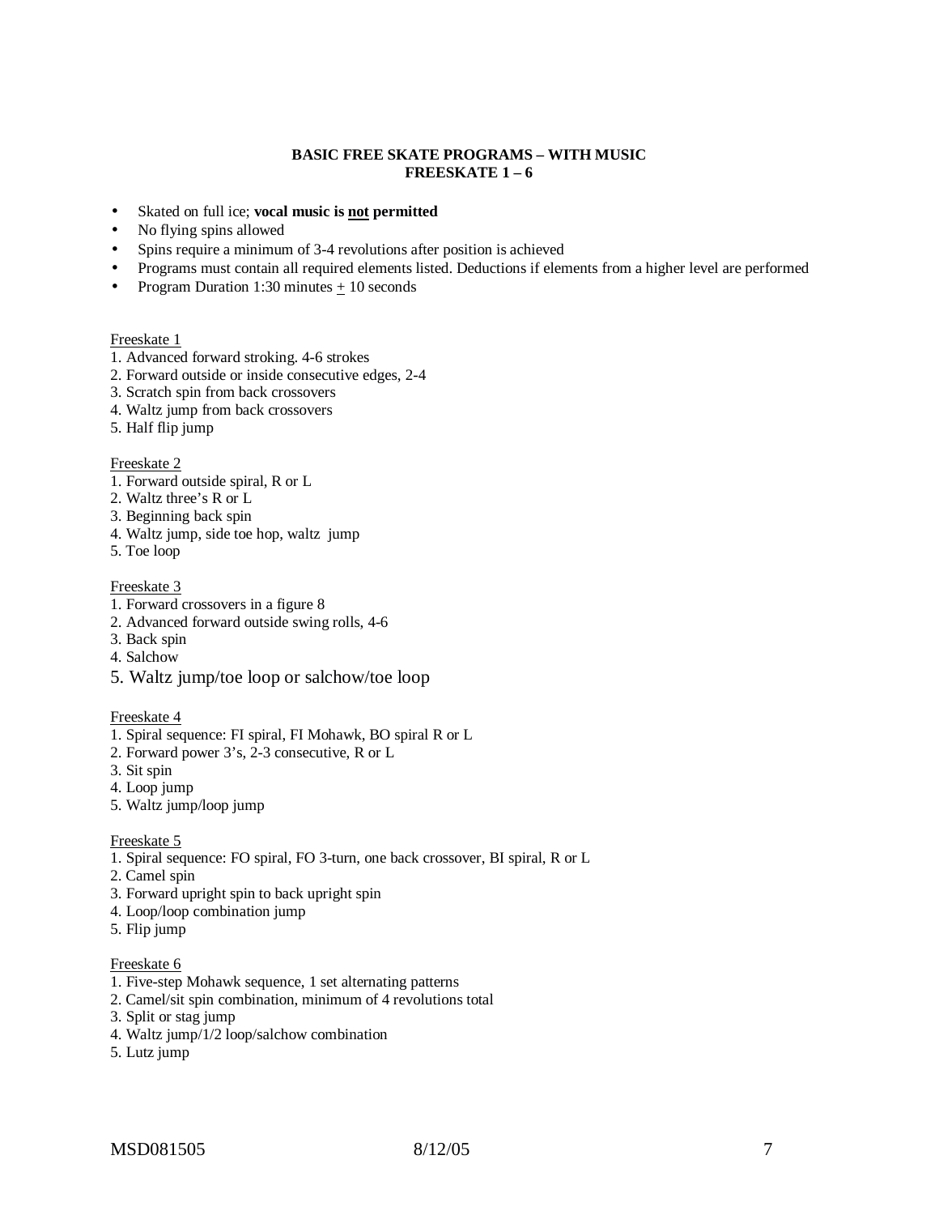## BASIC FREE SKATE PROGRAMS – WITH MUSIC
## FREESKATE 1 – 6

- Skated on full ice; **vocal music is <u>not</u> permitted**
- No flying spins allowed
- Spins require a minimum of 3-4 revolutions after position is achieved
- Programs must contain all required elements listed. Deductions if elements from a higher level are performed
- Program Duration 1:30 minutes ± 10 seconds

<u>Freeskate 1</u>

1. Advanced forward stroking. 4-6 strokes
2. Forward outside or inside consecutive edges, 2-4
3. Scratch spin from back crossovers
4. Waltz jump from back crossovers
5. Half flip jump

<u>Freeskate 2</u>

1. Forward outside spiral, R or L
2. Waltz three's R or L
3. Beginning back spin
4. Waltz jump, side toe hop, waltz jump
5. Toe loop

<u>Freeskate 3</u>

1. Forward crossovers in a figure 8
2. Advanced forward outside swing rolls, 4-6
3. Back spin
4. Salchow
5. Waltz jump/toe loop or salchow/toe loop

<u>Freeskate 4</u>

1. Spiral sequence: FI spiral, FI Mohawk, BO spiral R or L
2. Forward power 3's, 2-3 consecutive, R or L
3. Sit spin
4. Loop jump
5. Waltz jump/loop jump

<u>Freeskate 5</u>

1. Spiral sequence: FO spiral, FO 3-turn, one back crossover, BI spiral, R or L
2. Camel spin
3. Forward upright spin to back upright spin
4. Loop/loop combination jump
5. Flip jump

<u>Freeskate 6</u>

1. Five-step Mohawk sequence, 1 set alternating patterns
2. Camel/sit spin combination, minimum of 4 revolutions total
3. Split or stag jump
4. Waltz jump/1/2 loop/salchow combination
5. Lutz jump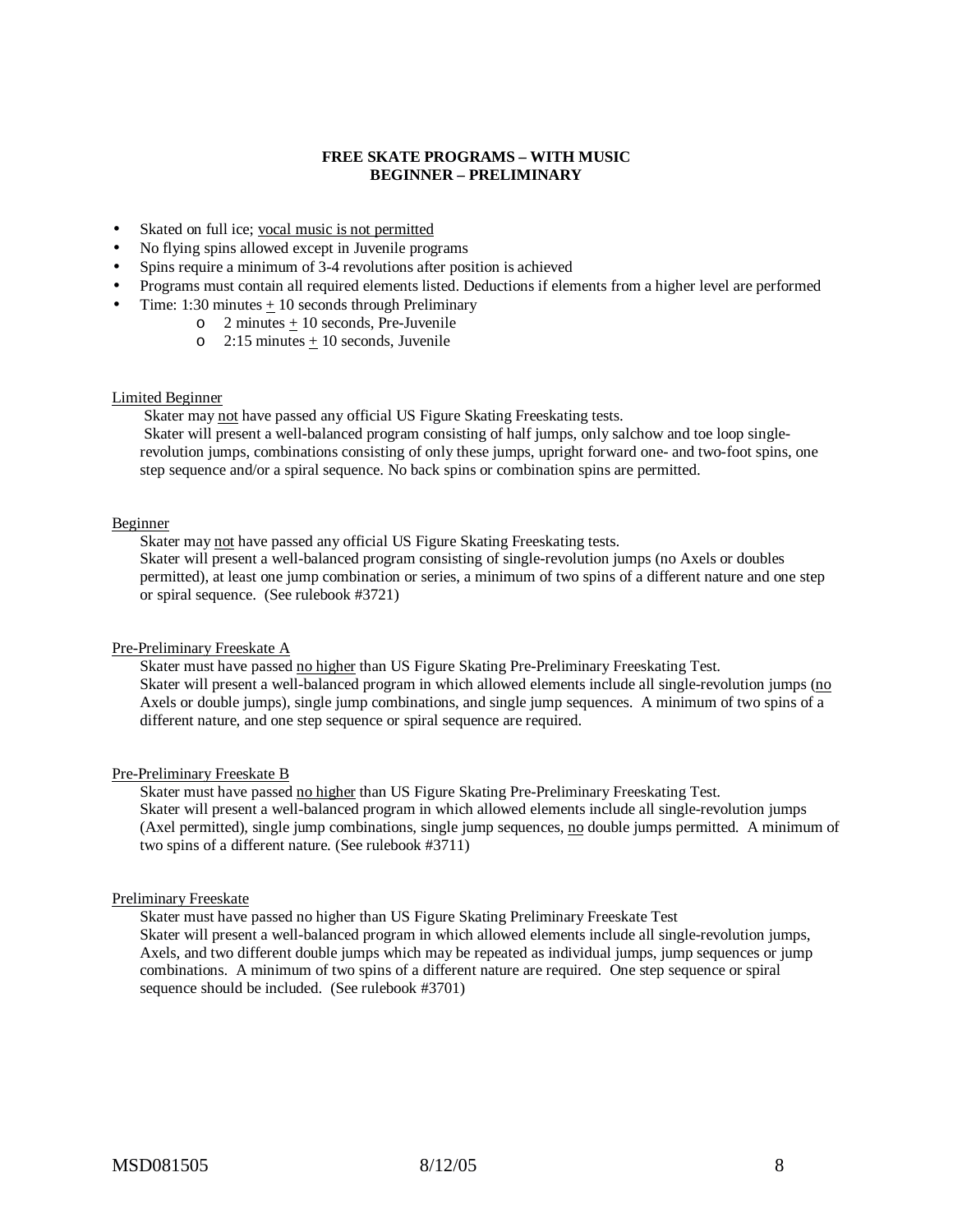**FREE SKATE PROGRAMS – WITH MUSIC**
**BEGINNER – PRELIMINARY**

- Skated on full ice; <u>vocal music is not permitted</u>
- No flying spins allowed except in Juvenile programs
- Spins require a minimum of 3-4 revolutions after position is achieved
- Programs must contain all required elements listed. Deductions if elements from a higher level are performed
- Time: 1:30 minutes ± 10 seconds through Preliminary
  - 2 minutes ± 10 seconds, Pre-Juvenile
  - 2:15 minutes ± 10 seconds, Juvenile

<u>Limited Beginner</u>

Skater may <u>not</u> have passed any official US Figure Skating Freeskating tests.

Skater will present a well-balanced program consisting of half jumps, only salchow and toe loop single-revolution jumps, combinations consisting of only these jumps, upright forward one- and two-foot spins, one step sequence and/or a spiral sequence. No back spins or combination spins are permitted.

<u>Beginner</u>

Skater may <u>not</u> have passed any official US Figure Skating Freeskating tests.

Skater will present a well-balanced program consisting of single-revolution jumps (no Axels or doubles permitted), at least one jump combination or series, a minimum of two spins of a different nature and one step or spiral sequence. (See rulebook #3721)

<u>Pre-Preliminary Freeskate A</u>

Skater must have passed <u>no higher</u> than US Figure Skating Pre-Preliminary Freeskating Test.

Skater will present a well-balanced program in which allowed elements include all single-revolution jumps (<u>no</u> Axels or double jumps), single jump combinations, and single jump sequences. A minimum of two spins of a different nature, and one step sequence or spiral sequence are required.

<u>Pre-Preliminary Freeskate B</u>

Skater must have passed <u>no higher</u> than US Figure Skating Pre-Preliminary Freeskating Test.

Skater will present a well-balanced program in which allowed elements include all single-revolution jumps (Axel permitted), single jump combinations, single jump sequences, <u>no</u> double jumps permitted. A minimum of two spins of a different nature. (See rulebook #3711)

<u>Preliminary Freeskate</u>

Skater must have passed no higher than US Figure Skating Preliminary Freeskate Test

Skater will present a well-balanced program in which allowed elements include all single-revolution jumps, Axels, and two different double jumps which may be repeated as individual jumps, jump sequences or jump combinations. A minimum of two spins of a different nature are required. One step sequence or spiral sequence should be included. (See rulebook #3701)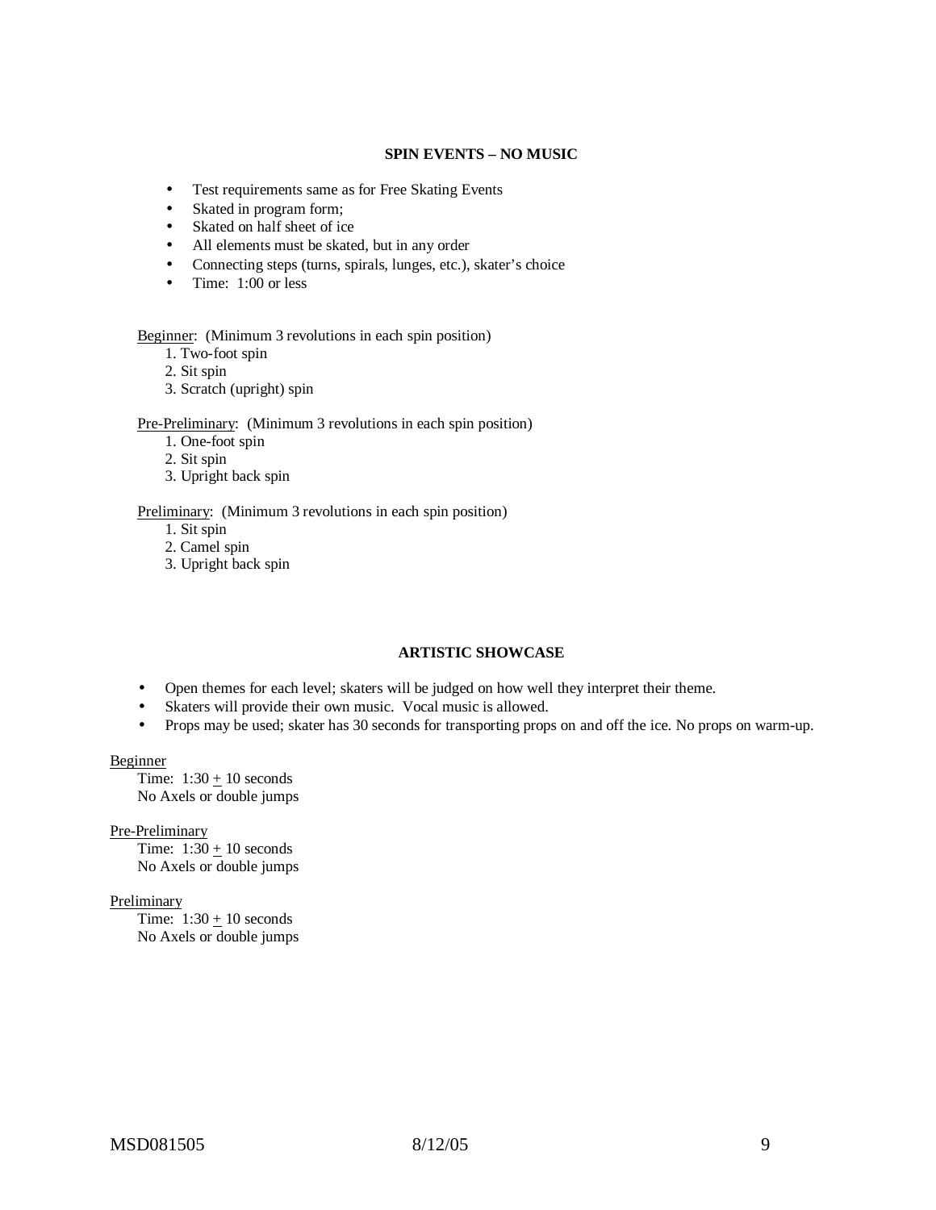## SPIN EVENTS – NO MUSIC

- Test requirements same as for Free Skating Events
- Skated in program form;
- Skated on half sheet of ice
- All elements must be skated, but in any order
- Connecting steps (turns, spirals, lunges, etc.), skater's choice
- Time: 1:00 or less

Beginner: (Minimum 3 revolutions in each spin position)

1. Two-foot spin
2. Sit spin
3. Scratch (upright) spin

Pre-Preliminary: (Minimum 3 revolutions in each spin position)

1. One-foot spin
2. Sit spin
3. Upright back spin

Preliminary: (Minimum 3 revolutions in each spin position)

1. Sit spin
2. Camel spin
3. Upright back spin

## ARTISTIC SHOWCASE

- Open themes for each level; skaters will be judged on how well they interpret their theme.
- Skaters will provide their own music. Vocal music is allowed.
- Props may be used; skater has 30 seconds for transporting props on and off the ice. No props on warm-up.

Beginner

Time: 1:30 ± 10 seconds
No Axels or double jumps

Pre-Preliminary

Time: 1:30 ± 10 seconds
No Axels or double jumps

Preliminary

Time: 1:30 ± 10 seconds
No Axels or double jumps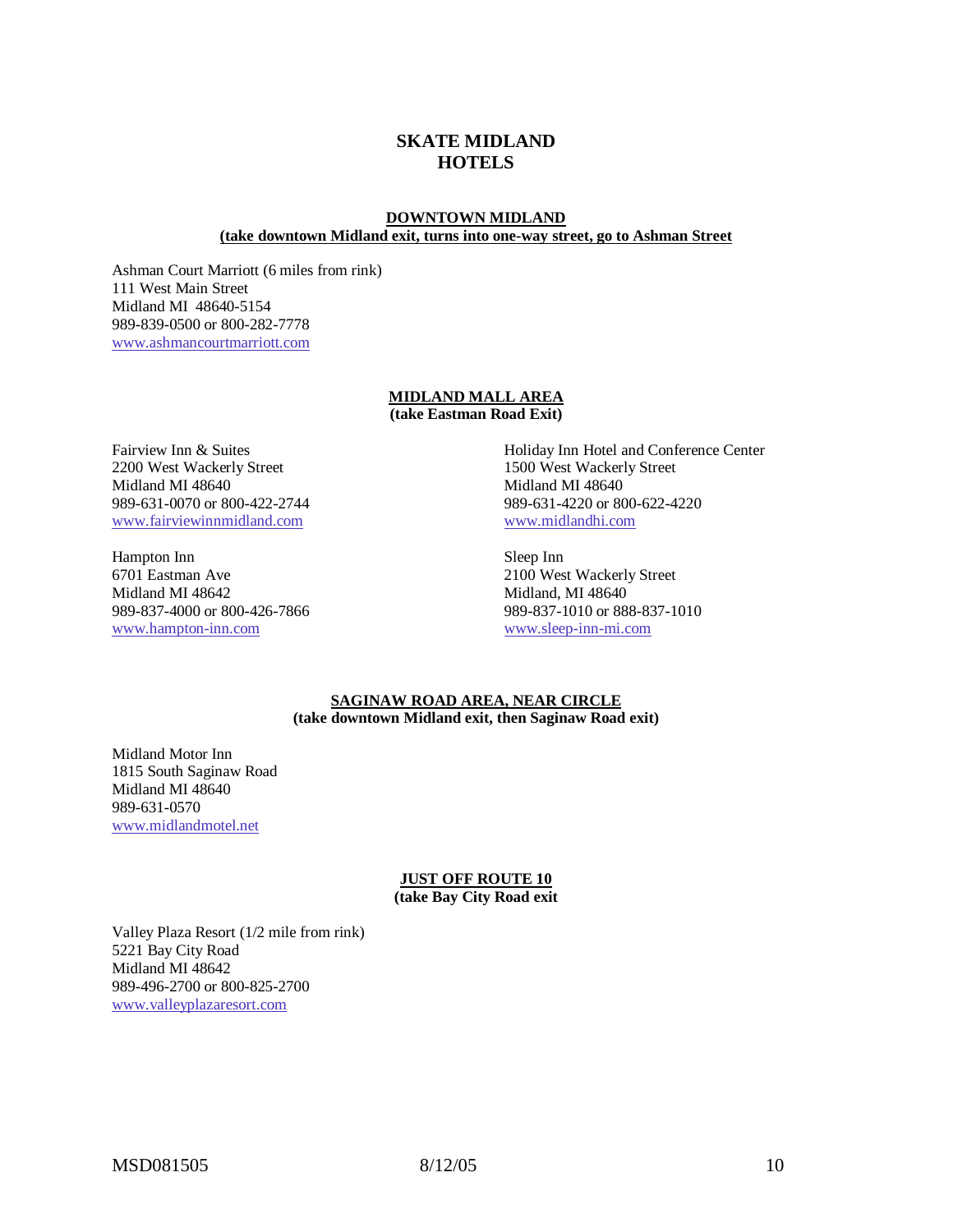# SKATE MIDLAND
# HOTELS

## DOWNTOWN MIDLAND
**(take downtown Midland exit, turns into one-way street, go to Ashman Street**

Ashman Court Marriott (6 miles from rink)
111 West Main Street
Midland MI 48640-5154
989-839-0500 or 800-282-7778
www.ashmancourtmarriott.com

## MIDLAND MALL AREA
**(take Eastman Road Exit)**

Fairview Inn & Suites
2200 West Wackerly Street
Midland MI 48640
989-631-0070 or 800-422-2744
www.fairviewinnmidland.com

Hampton Inn
6701 Eastman Ave
Midland MI 48642
989-837-4000 or 800-426-7866
www.hampton-inn.com

Holiday Inn Hotel and Conference Center
1500 West Wackerly Street
Midland MI 48640
989-631-4220 or 800-622-4220
www.midlandhi.com

Sleep Inn
2100 West Wackerly Street
Midland, MI 48640
989-837-1010 or 888-837-1010
www.sleep-inn-mi.com

## SAGINAW ROAD AREA, NEAR CIRCLE
**(take downtown Midland exit, then Saginaw Road exit)**

Midland Motor Inn
1815 South Saginaw Road
Midland MI 48640
989-631-0570
www.midlandmotel.net

## JUST OFF ROUTE 10
**(take Bay City Road exit**

Valley Plaza Resort (1/2 mile from rink)
5221 Bay City Road
Midland MI 48642
989-496-2700 or 800-825-2700
www.valleyplazaresort.com

MSD081505 8/12/05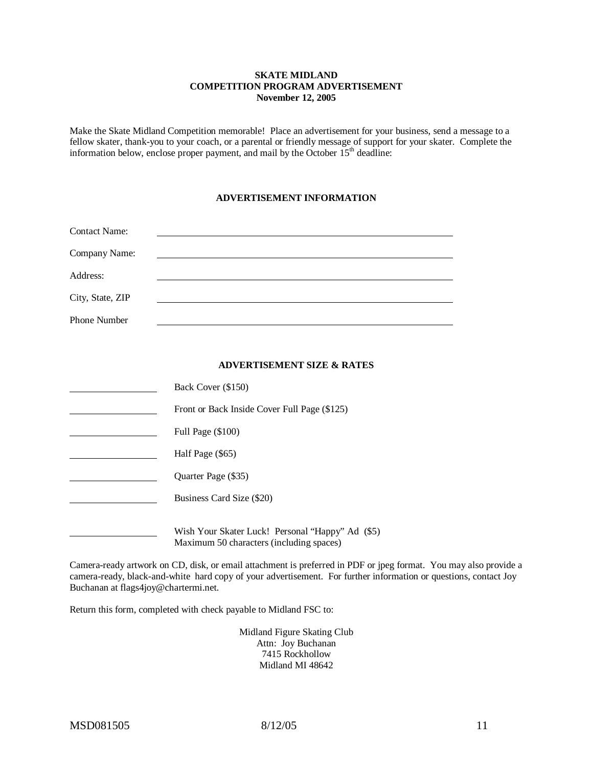**SKATE MIDLAND**
**COMPETITION PROGRAM ADVERTISEMENT**
**November 12, 2005**

Make the Skate Midland Competition memorable! Place an advertisement for your business, send a message to a fellow skater, thank-you to your coach, or a parental or friendly message of support for your skater. Complete the information below, enclose proper payment, and mail by the October 15th deadline:

**ADVERTISEMENT INFORMATION**

Contact Name: ______________________________

Company Name: ______________________________

Address: ______________________________

City, State, ZIP ______________________________

Phone Number ______________________________

**ADVERTISEMENT SIZE & RATES**

__________ Back Cover ($150)

__________ Front or Back Inside Cover Full Page ($125)

__________ Full Page ($100)

__________ Half Page ($65)

__________ Quarter Page ($35)

__________ Business Card Size ($20)

__________ Wish Your Skater Luck! Personal "Happy" Ad ($5)
Maximum 50 characters (including spaces)

Camera-ready artwork on CD, disk, or email attachment is preferred in PDF or jpeg format. You may also provide a camera-ready, black-and-white hard copy of your advertisement. For further information or questions, contact Joy Buchanan at flags4joy@chartermi.net.

Return this form, completed with check payable to Midland FSC to:

Midland Figure Skating Club
Attn: Joy Buchanan
7415 Rockhollow
Midland MI 48642